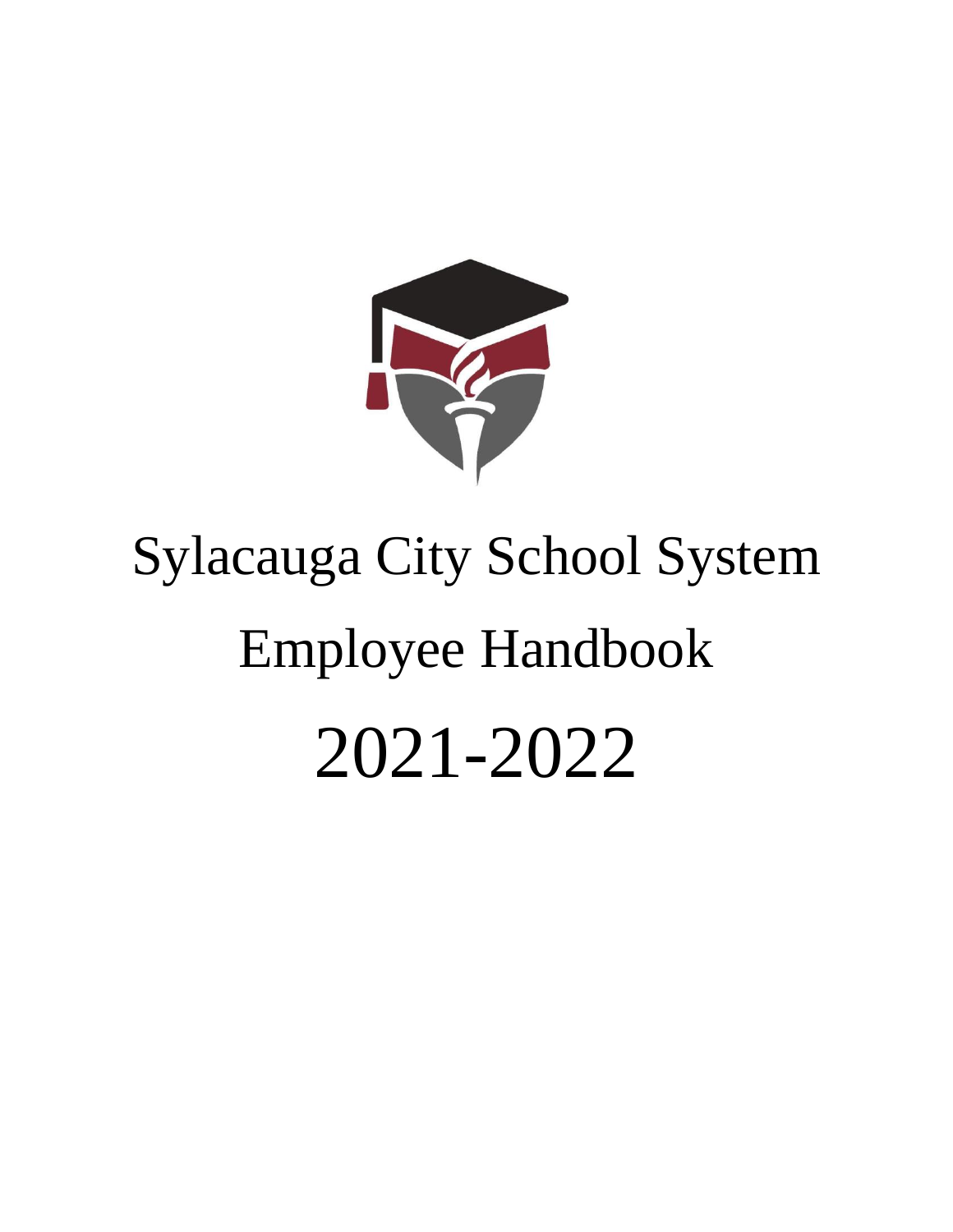# Sylacauga City School System

# Employee Handbook

# 2021-2022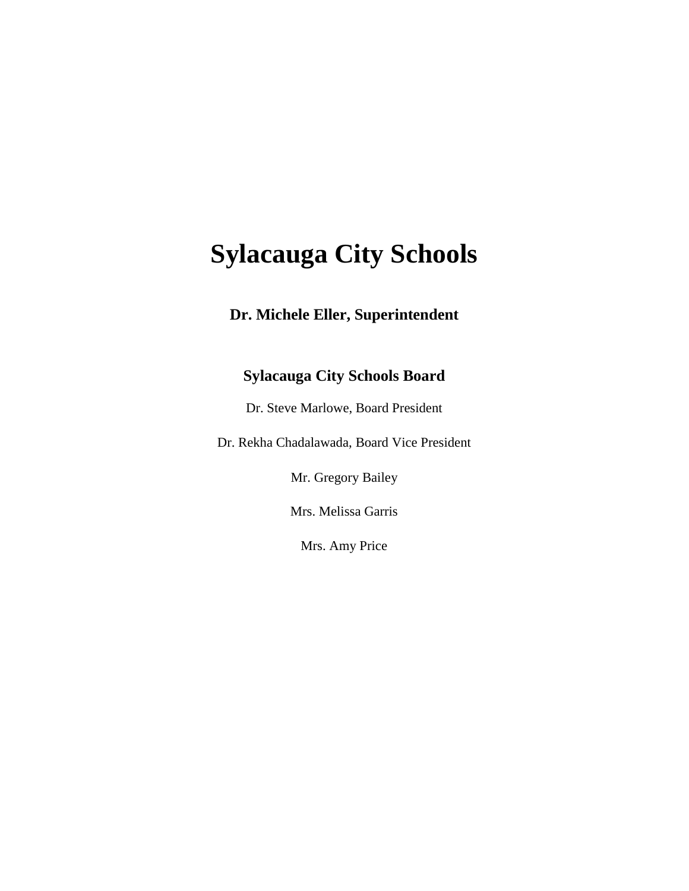# Sylacauga City Schools

**Dr. Michele Eller, Superintendent**

## Sylacauga City Schools Board

Dr. Steve Marlowe, Board President

Dr. Rekha Chadalawada, Board Vice President

Mr. Gregory Bailey

Mrs. Melissa Garris

Mrs. Amy Price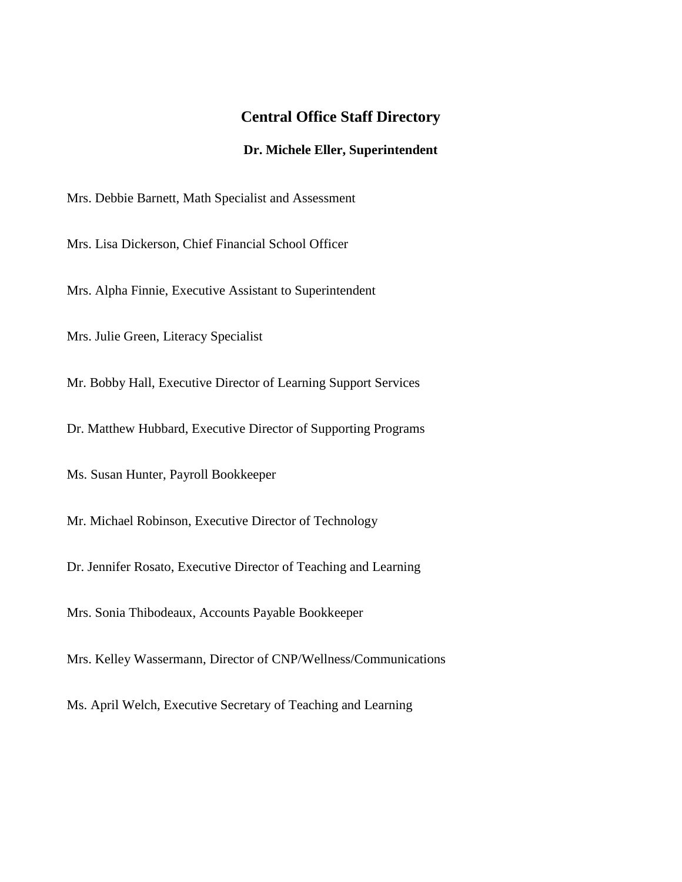# Central Office Staff Directory

### Dr. Michele Eller, Superintendent

Mrs. Debbie Barnett, Math Specialist and Assessment

Mrs. Lisa Dickerson, Chief Financial School Officer

Mrs. Alpha Finnie, Executive Assistant to Superintendent

Mrs. Julie Green, Literacy Specialist

Mr. Bobby Hall, Executive Director of Learning Support Services

Dr. Matthew Hubbard, Executive Director of Supporting Programs

Ms. Susan Hunter, Payroll Bookkeeper

Mr. Michael Robinson, Executive Director of Technology

Dr. Jennifer Rosato, Executive Director of Teaching and Learning

Mrs. Sonia Thibodeaux, Accounts Payable Bookkeeper

Mrs. Kelley Wassermann, Director of CNP/Wellness/Communications

Ms. April Welch, Executive Secretary of Teaching and Learning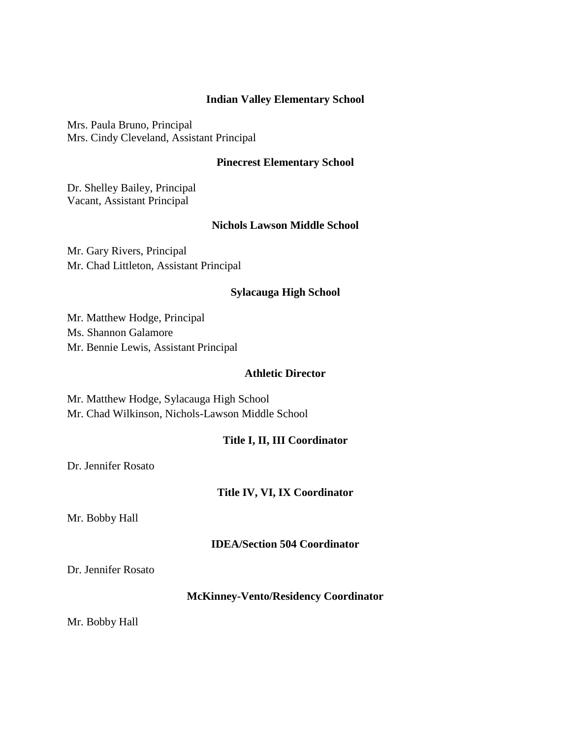### Indian Valley Elementary School

Mrs. Paula Bruno, Principal
Mrs. Cindy Cleveland, Assistant Principal

### Pinecrest Elementary School

Dr. Shelley Bailey, Principal
Vacant, Assistant Principal

### Nichols Lawson Middle School

Mr. Gary Rivers, Principal
Mr. Chad Littleton, Assistant Principal

### Sylacauga High School

Mr. Matthew Hodge, Principal
Ms. Shannon Galamore
Mr. Bennie Lewis, Assistant Principal

### Athletic Director

Mr. Matthew Hodge, Sylacauga High School
Mr. Chad Wilkinson, Nichols-Lawson Middle School

### Title I, II, III Coordinator

Dr. Jennifer Rosato

### Title IV, VI, IX Coordinator

Mr. Bobby Hall

### IDEA/Section 504 Coordinator

Dr. Jennifer Rosato

### McKinney-Vento/Residency Coordinator

Mr. Bobby Hall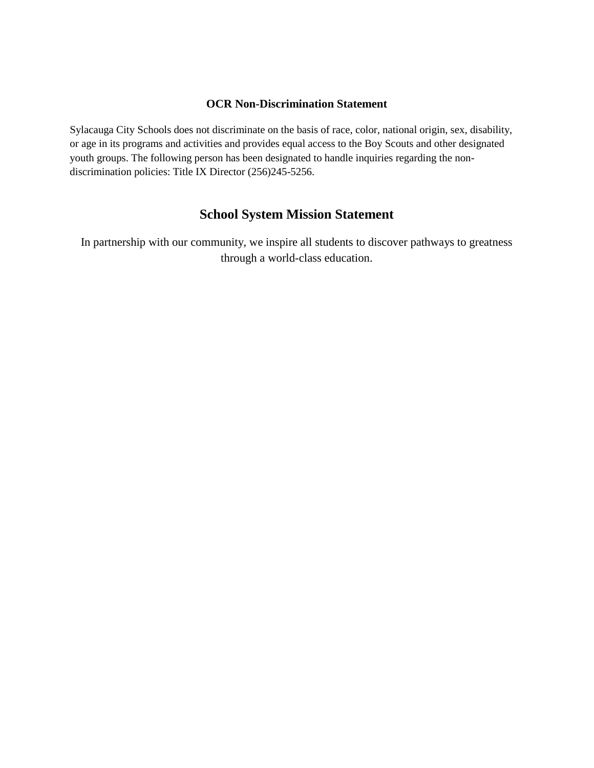## OCR Non-Discrimination Statement

Sylacauga City Schools does not discriminate on the basis of race, color, national origin, sex, disability, or age in its programs and activities and provides equal access to the Boy Scouts and other designated youth groups. The following person has been designated to handle inquiries regarding the non-discrimination policies: Title IX Director (256)245-5256.

## School System Mission Statement

In partnership with our community, we inspire all students to discover pathways to greatness through a world-class education.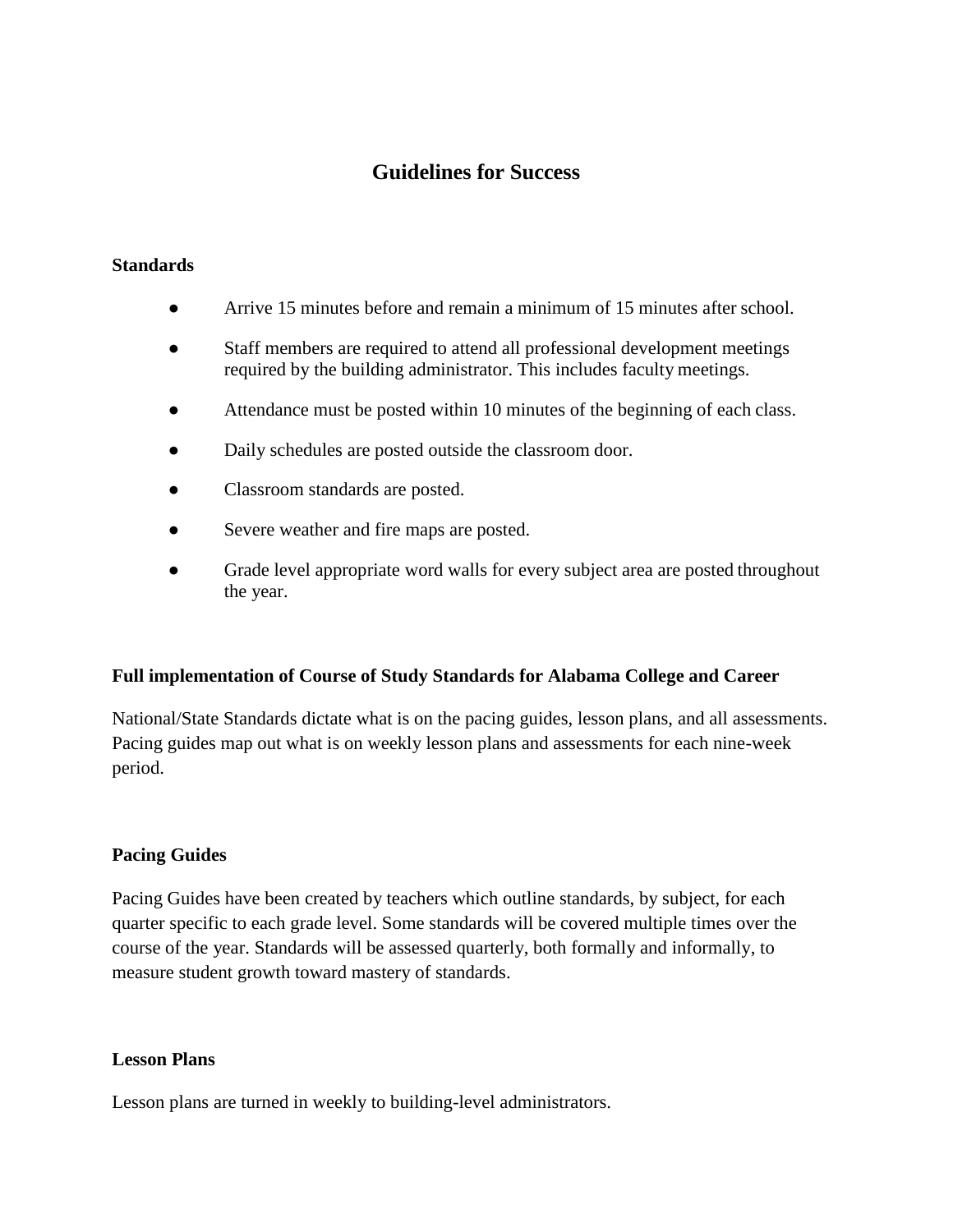# Guidelines for Success

**Standards**

- Arrive 15 minutes before and remain a minimum of 15 minutes after school.
- Staff members are required to attend all professional development meetings required by the building administrator. This includes faculty meetings.
- Attendance must be posted within 10 minutes of the beginning of each class.
- Daily schedules are posted outside the classroom door.
- Classroom standards are posted.
- Severe weather and fire maps are posted.
- Grade level appropriate word walls for every subject area are posted throughout the year.

**Full implementation of Course of Study Standards for Alabama College and Career**

National/State Standards dictate what is on the pacing guides, lesson plans, and all assessments. Pacing guides map out what is on weekly lesson plans and assessments for each nine-week period.

**Pacing Guides**

Pacing Guides have been created by teachers which outline standards, by subject, for each quarter specific to each grade level. Some standards will be covered multiple times over the course of the year. Standards will be assessed quarterly, both formally and informally, to measure student growth toward mastery of standards.

**Lesson Plans**

Lesson plans are turned in weekly to building-level administrators.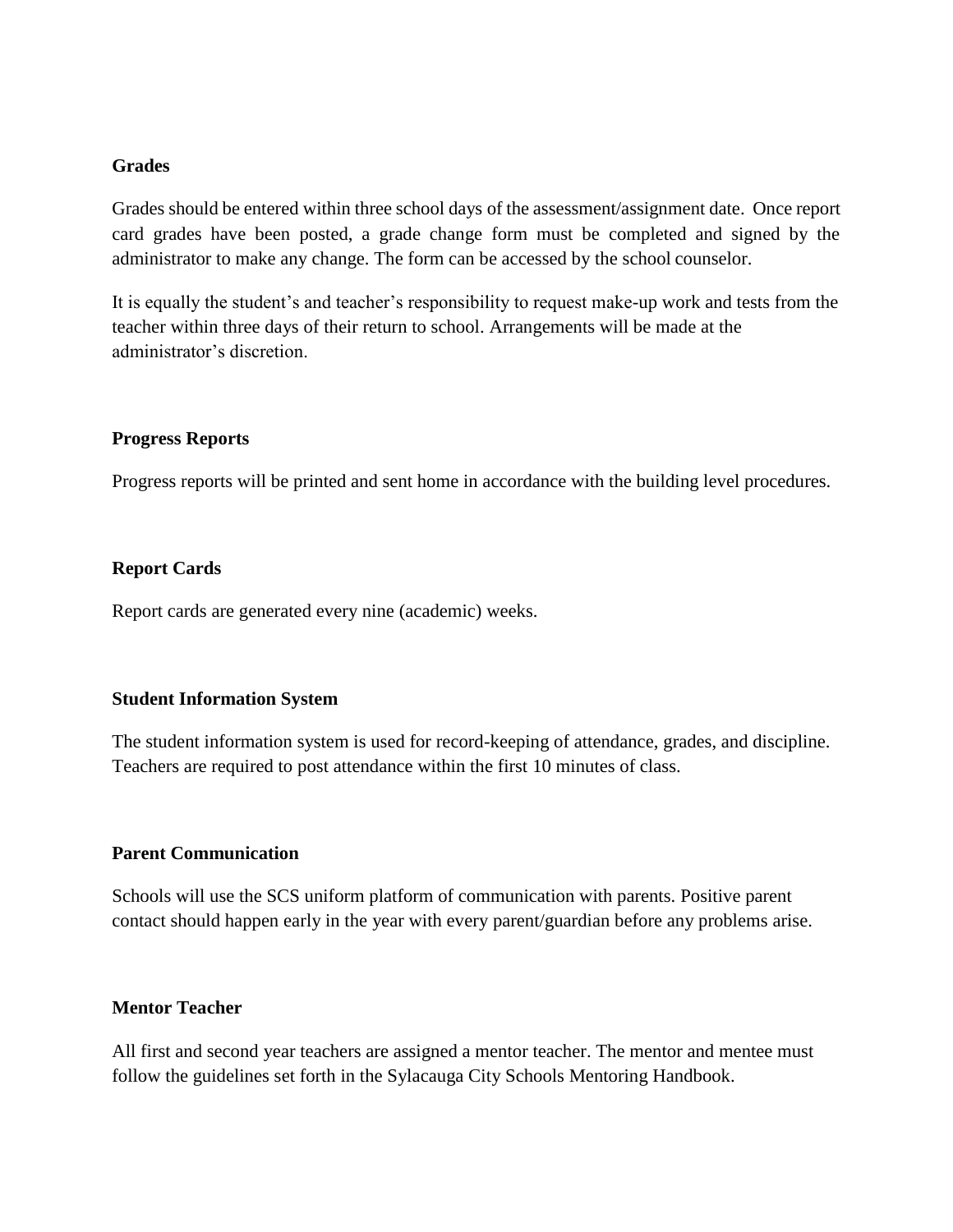**Grades**

Grades should be entered within three school days of the assessment/assignment date. Once report card grades have been posted, a grade change form must be completed and signed by the administrator to make any change. The form can be accessed by the school counselor.

It is equally the student's and teacher's responsibility to request make-up work and tests from the teacher within three days of their return to school. Arrangements will be made at the administrator's discretion.

**Progress Reports**

Progress reports will be printed and sent home in accordance with the building level procedures.

**Report Cards**

Report cards are generated every nine (academic) weeks.

**Student Information System**

The student information system is used for record-keeping of attendance, grades, and discipline. Teachers are required to post attendance within the first 10 minutes of class.

**Parent Communication**

Schools will use the SCS uniform platform of communication with parents. Positive parent contact should happen early in the year with every parent/guardian before any problems arise.

**Mentor Teacher**

All first and second year teachers are assigned a mentor teacher. The mentor and mentee must follow the guidelines set forth in the Sylacauga City Schools Mentoring Handbook.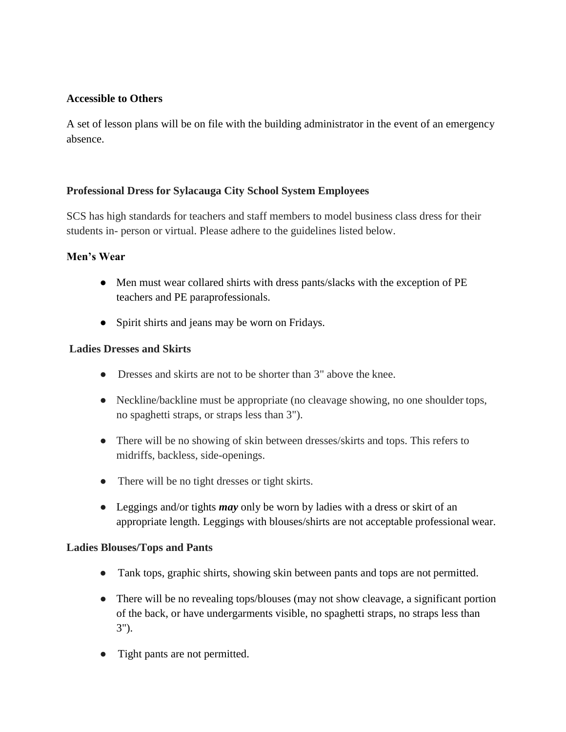**Accessible to Others**

A set of lesson plans will be on file with the building administrator in the event of an emergency absence.

**Professional Dress for Sylacauga City School System Employees**

SCS has high standards for teachers and staff members to model business class dress for their students in- person or virtual. Please adhere to the guidelines listed below.

**Men's Wear**

- Men must wear collared shirts with dress pants/slacks with the exception of PE teachers and PE paraprofessionals.
- Spirit shirts and jeans may be worn on Fridays.

**Ladies Dresses and Skirts**

- Dresses and skirts are not to be shorter than 3" above the knee.
- Neckline/backline must be appropriate (no cleavage showing, no one shoulder tops, no spaghetti straps, or straps less than 3").
- There will be no showing of skin between dresses/skirts and tops. This refers to midriffs, backless, side-openings.
- There will be no tight dresses or tight skirts.
- Leggings and/or tights ***may*** only be worn by ladies with a dress or skirt of an appropriate length. Leggings with blouses/shirts are not acceptable professional wear.

**Ladies Blouses/Tops and Pants**

- Tank tops, graphic shirts, showing skin between pants and tops are not permitted.
- There will be no revealing tops/blouses (may not show cleavage, a significant portion of the back, or have undergarments visible, no spaghetti straps, no straps less than 3").
- Tight pants are not permitted.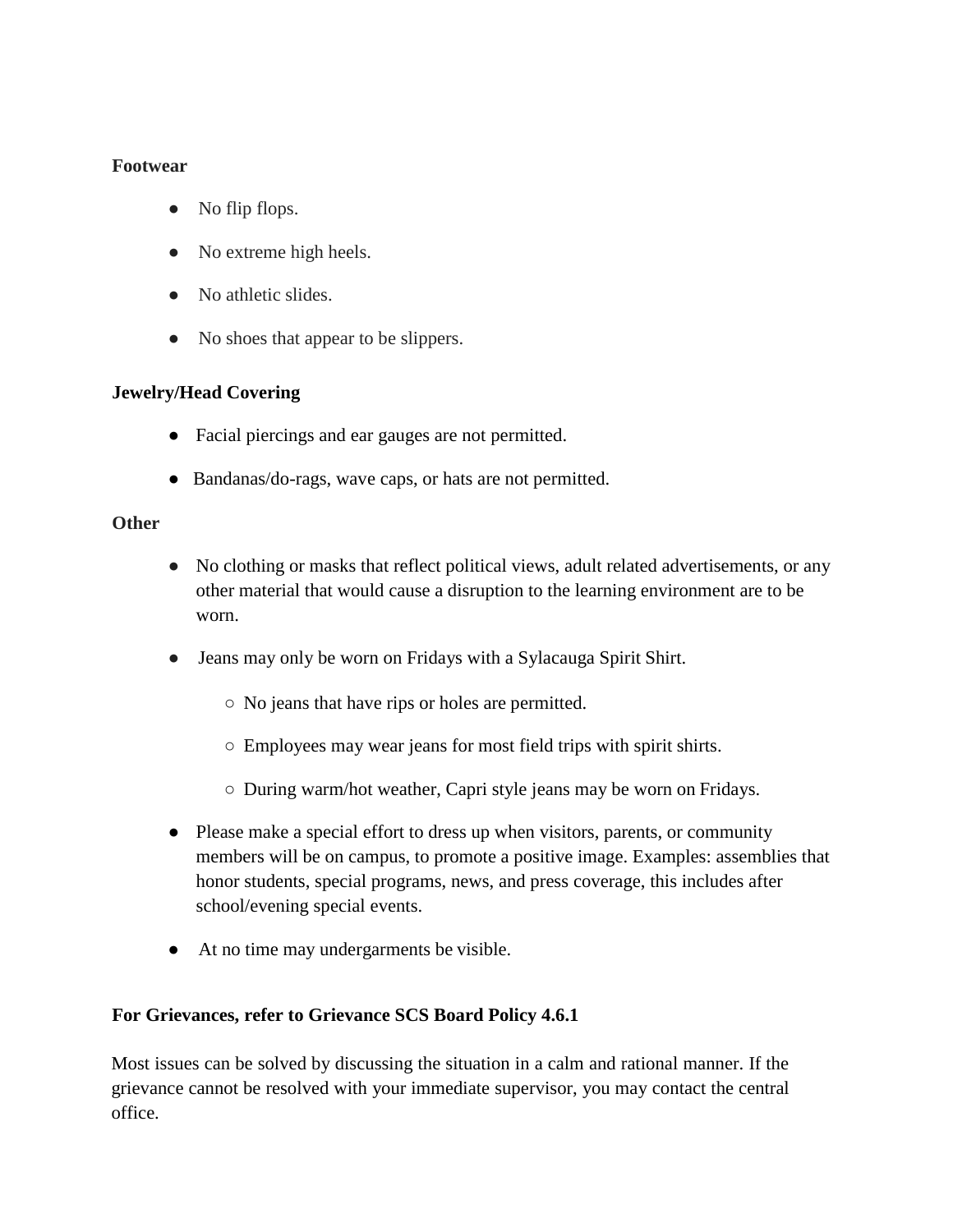**Footwear**

- No flip flops.
- No extreme high heels.
- No athletic slides.
- No shoes that appear to be slippers.

**Jewelry/Head Covering**

- Facial piercings and ear gauges are not permitted.
- Bandanas/do-rags, wave caps, or hats are not permitted.

**Other**

- No clothing or masks that reflect political views, adult related advertisements, or any other material that would cause a disruption to the learning environment are to be worn.
- Jeans may only be worn on Fridays with a Sylacauga Spirit Shirt.
  - No jeans that have rips or holes are permitted.
  - Employees may wear jeans for most field trips with spirit shirts.
  - During warm/hot weather, Capri style jeans may be worn on Fridays.
- Please make a special effort to dress up when visitors, parents, or community members will be on campus, to promote a positive image. Examples: assemblies that honor students, special programs, news, and press coverage, this includes after school/evening special events.
- At no time may undergarments be visible.

**For Grievances, refer to Grievance SCS Board Policy 4.6.1**

Most issues can be solved by discussing the situation in a calm and rational manner. If the grievance cannot be resolved with your immediate supervisor, you may contact the central office.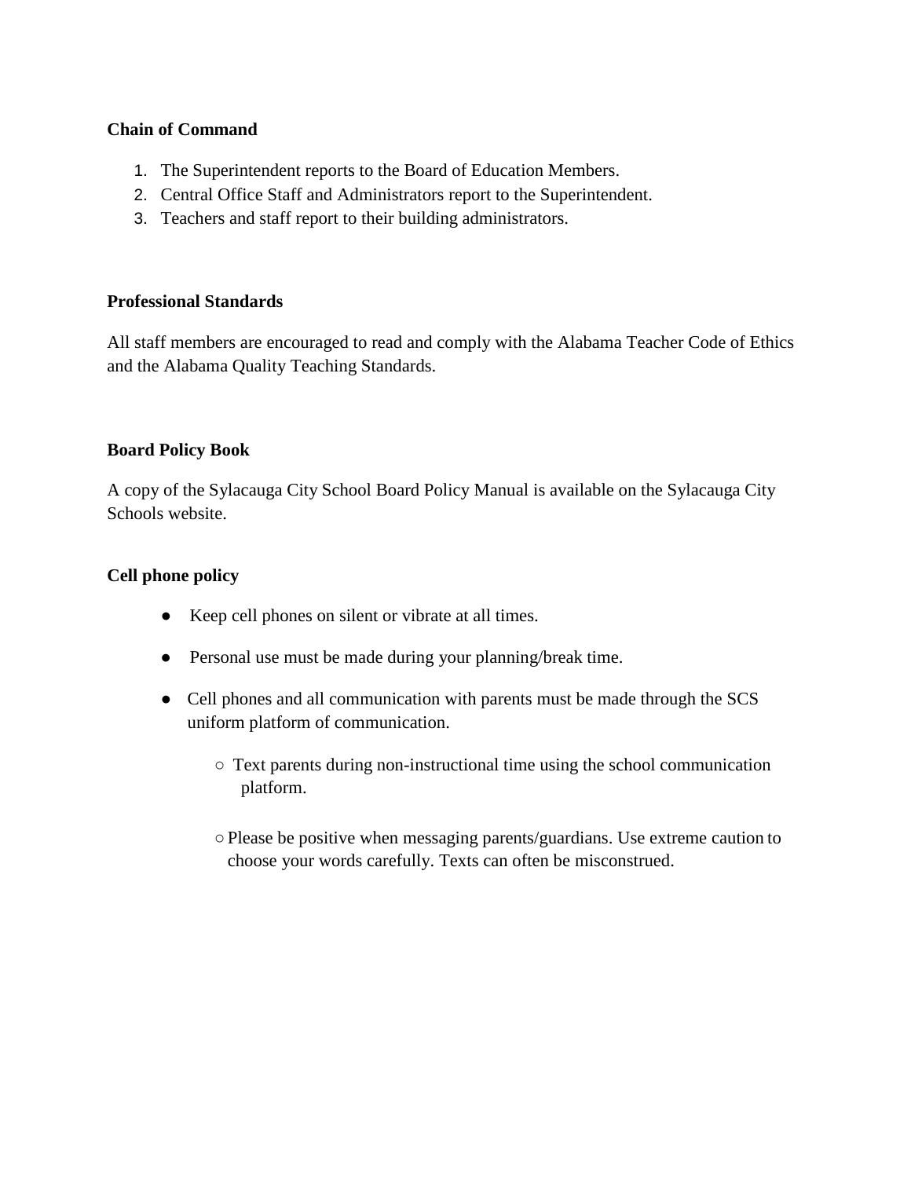**Chain of Command**

1. The Superintendent reports to the Board of Education Members.
2. Central Office Staff and Administrators report to the Superintendent.
3. Teachers and staff report to their building administrators.

**Professional Standards**

All staff members are encouraged to read and comply with the Alabama Teacher Code of Ethics and the Alabama Quality Teaching Standards.

**Board Policy Book**

A copy of the Sylacauga City School Board Policy Manual is available on the Sylacauga City Schools website.

**Cell phone policy**

- Keep cell phones on silent or vibrate at all times.
- Personal use must be made during your planning/break time.
- Cell phones and all communication with parents must be made through the SCS uniform platform of communication.
    - Text parents during non-instructional time using the school communication platform.
    - Please be positive when messaging parents/guardians. Use extreme caution to choose your words carefully. Texts can often be misconstrued.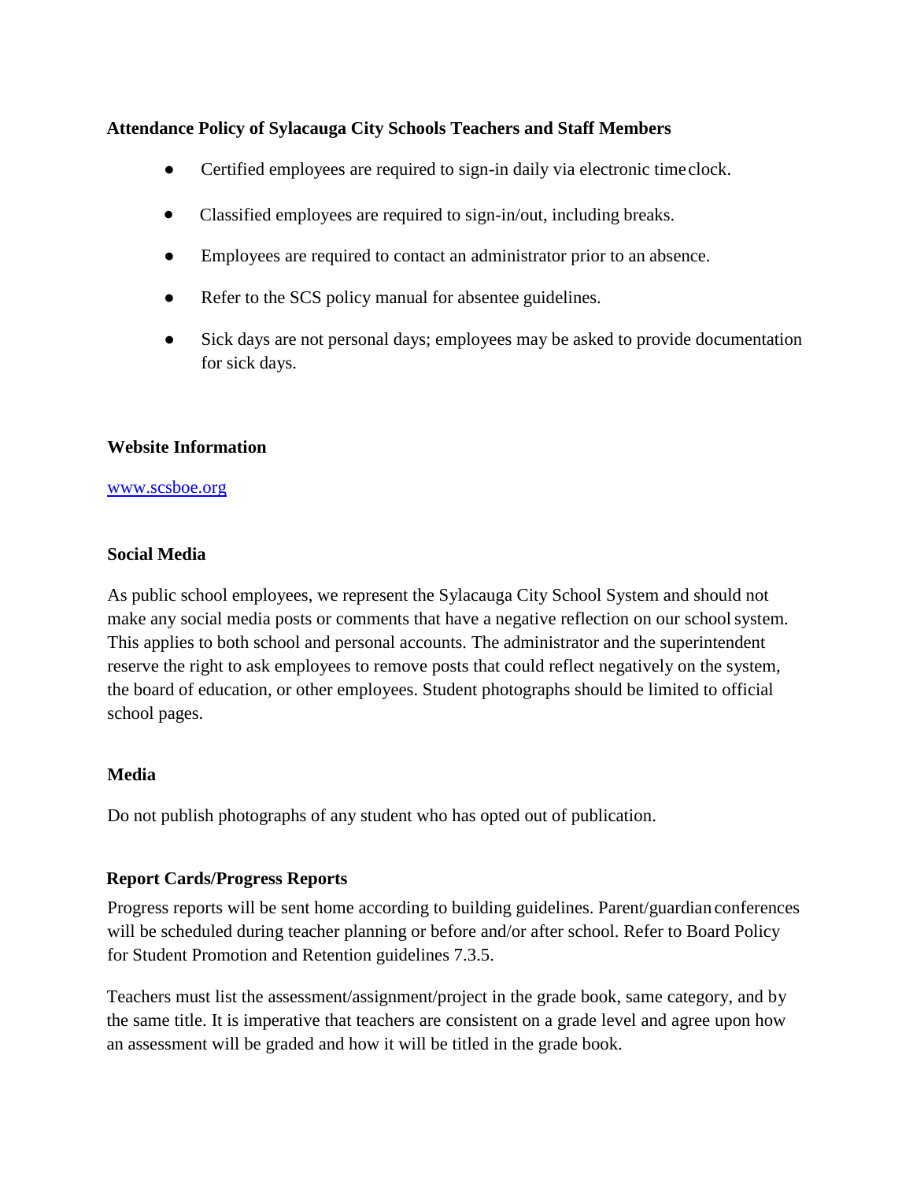**Attendance Policy of Sylacauga City Schools Teachers and Staff Members**

- Certified employees are required to sign-in daily via electronic time clock.
- Classified employees are required to sign-in/out, including breaks.
- Employees are required to contact an administrator prior to an absence.
- Refer to the SCS policy manual for absentee guidelines.
- Sick days are not personal days; employees may be asked to provide documentation for sick days.

**Website Information**

[www.scsboe.org](http://www.scsboe.org)

**Social Media**

As public school employees, we represent the Sylacauga City School System and should not make any social media posts or comments that have a negative reflection on our school system. This applies to both school and personal accounts. The administrator and the superintendent reserve the right to ask employees to remove posts that could reflect negatively on the system, the board of education, or other employees. Student photographs should be limited to official school pages.

**Media**

Do not publish photographs of any student who has opted out of publication.

**Report Cards/Progress Reports**

Progress reports will be sent home according to building guidelines. Parent/guardian conferences will be scheduled during teacher planning or before and/or after school. Refer to Board Policy for Student Promotion and Retention guidelines 7.3.5.

Teachers must list the assessment/assignment/project in the grade book, same category, and by the same title. It is imperative that teachers are consistent on a grade level and agree upon how an assessment will be graded and how it will be titled in the grade book.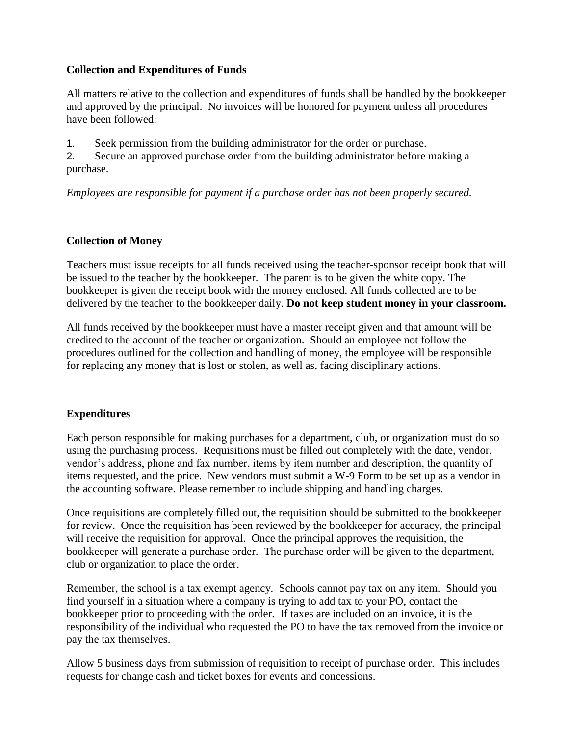## Collection and Expenditures of Funds

All matters relative to the collection and expenditures of funds shall be handled by the bookkeeper and approved by the principal. No invoices will be honored for payment unless all procedures have been followed:

1. Seek permission from the building administrator for the order or purchase.
2. Secure an approved purchase order from the building administrator before making a purchase.

*Employees are responsible for payment if a purchase order has not been properly secured.*

## Collection of Money

Teachers must issue receipts for all funds received using the teacher-sponsor receipt book that will be issued to the teacher by the bookkeeper. The parent is to be given the white copy. The bookkeeper is given the receipt book with the money enclosed. All funds collected are to be delivered by the teacher to the bookkeeper daily. **Do not keep student money in your classroom.**

All funds received by the bookkeeper must have a master receipt given and that amount will be credited to the account of the teacher or organization. Should an employee not follow the procedures outlined for the collection and handling of money, the employee will be responsible for replacing any money that is lost or stolen, as well as, facing disciplinary actions.

## Expenditures

Each person responsible for making purchases for a department, club, or organization must do so using the purchasing process. Requisitions must be filled out completely with the date, vendor, vendor's address, phone and fax number, items by item number and description, the quantity of items requested, and the price. New vendors must submit a W-9 Form to be set up as a vendor in the accounting software. Please remember to include shipping and handling charges.

Once requisitions are completely filled out, the requisition should be submitted to the bookkeeper for review. Once the requisition has been reviewed by the bookkeeper for accuracy, the principal will receive the requisition for approval. Once the principal approves the requisition, the bookkeeper will generate a purchase order. The purchase order will be given to the department, club or organization to place the order.

Remember, the school is a tax exempt agency. Schools cannot pay tax on any item. Should you find yourself in a situation where a company is trying to add tax to your PO, contact the bookkeeper prior to proceeding with the order. If taxes are included on an invoice, it is the responsibility of the individual who requested the PO to have the tax removed from the invoice or pay the tax themselves.

Allow 5 business days from submission of requisition to receipt of purchase order. This includes requests for change cash and ticket boxes for events and concessions.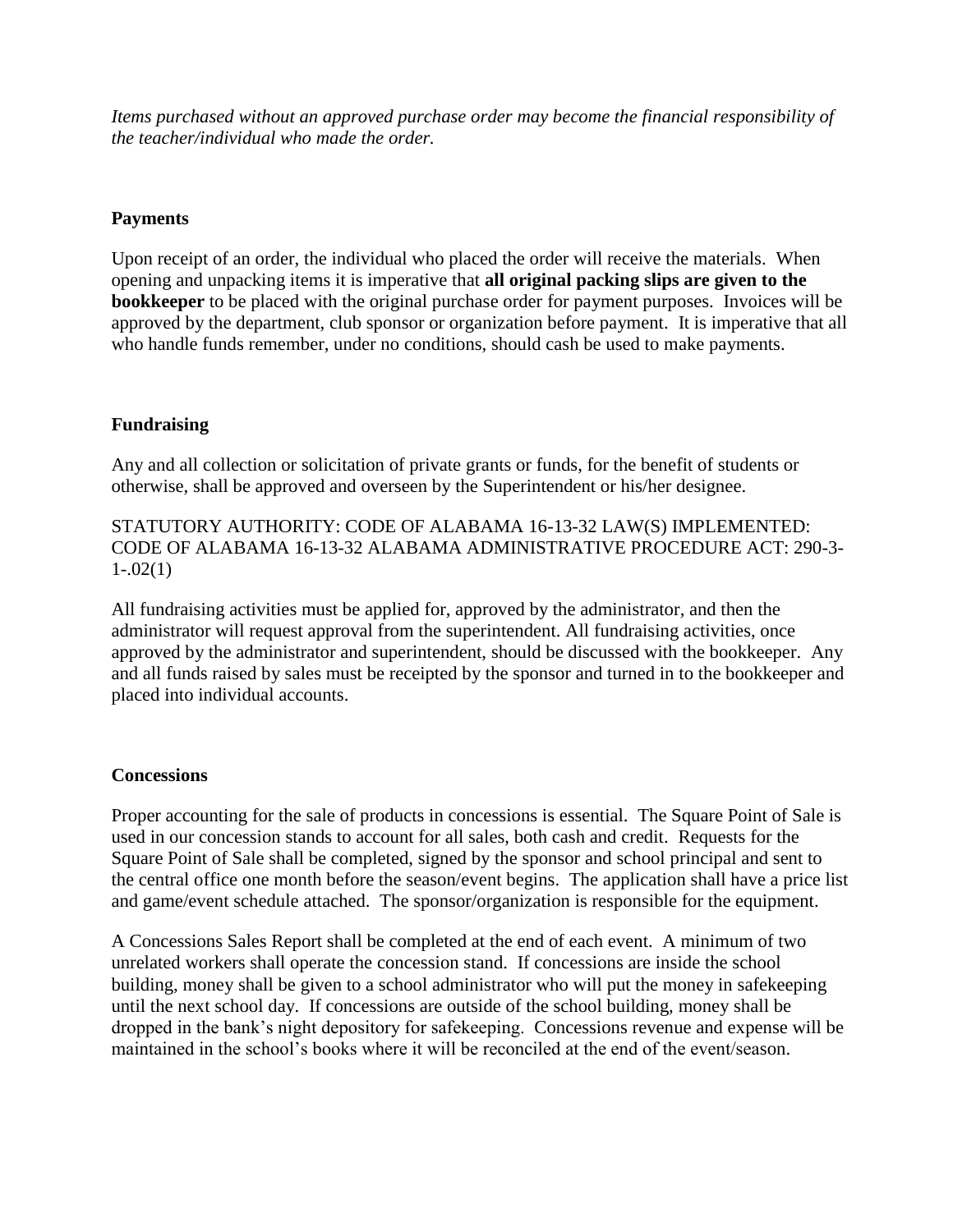*Items purchased without an approved purchase order may become the financial responsibility of the teacher/individual who made the order.*

**Payments**

Upon receipt of an order, the individual who placed the order will receive the materials. When opening and unpacking items it is imperative that **all original packing slips are given to the bookkeeper** to be placed with the original purchase order for payment purposes. Invoices will be approved by the department, club sponsor or organization before payment. It is imperative that all who handle funds remember, under no conditions, should cash be used to make payments.

**Fundraising**

Any and all collection or solicitation of private grants or funds, for the benefit of students or otherwise, shall be approved and overseen by the Superintendent or his/her designee.

STATUTORY AUTHORITY: CODE OF ALABAMA 16-13-32 LAW(S) IMPLEMENTED: CODE OF ALABAMA 16-13-32 ALABAMA ADMINISTRATIVE PROCEDURE ACT: 290-3-1-.02(1)

All fundraising activities must be applied for, approved by the administrator, and then the administrator will request approval from the superintendent. All fundraising activities, once approved by the administrator and superintendent, should be discussed with the bookkeeper. Any and all funds raised by sales must be receipted by the sponsor and turned in to the bookkeeper and placed into individual accounts.

**Concessions**

Proper accounting for the sale of products in concessions is essential. The Square Point of Sale is used in our concession stands to account for all sales, both cash and credit. Requests for the Square Point of Sale shall be completed, signed by the sponsor and school principal and sent to the central office one month before the season/event begins. The application shall have a price list and game/event schedule attached. The sponsor/organization is responsible for the equipment.

A Concessions Sales Report shall be completed at the end of each event. A minimum of two unrelated workers shall operate the concession stand. If concessions are inside the school building, money shall be given to a school administrator who will put the money in safekeeping until the next school day. If concessions are outside of the school building, money shall be dropped in the bank's night depository for safekeeping. Concessions revenue and expense will be maintained in the school's books where it will be reconciled at the end of the event/season.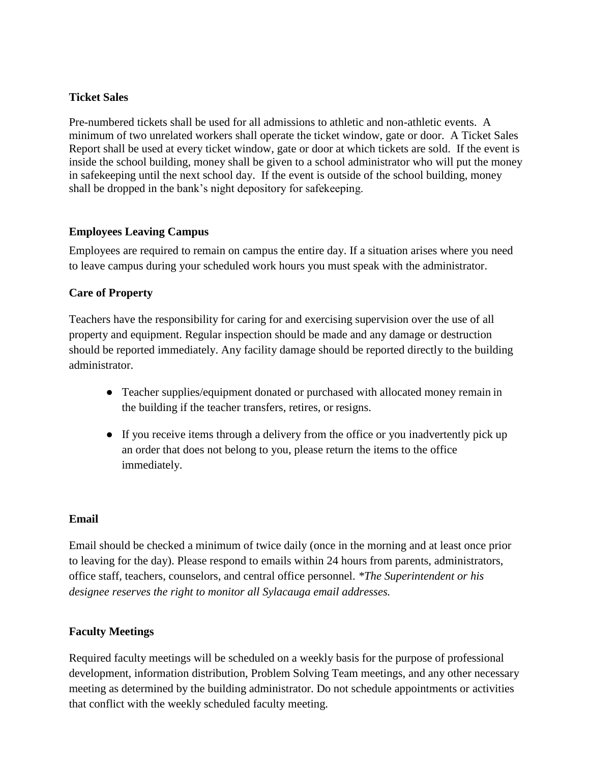**Ticket Sales**

Pre-numbered tickets shall be used for all admissions to athletic and non-athletic events. A minimum of two unrelated workers shall operate the ticket window, gate or door. A Ticket Sales Report shall be used at every ticket window, gate or door at which tickets are sold. If the event is inside the school building, money shall be given to a school administrator who will put the money in safekeeping until the next school day. If the event is outside of the school building, money shall be dropped in the bank's night depository for safekeeping.

**Employees Leaving Campus**

Employees are required to remain on campus the entire day. If a situation arises where you need to leave campus during your scheduled work hours you must speak with the administrator.

**Care of Property**

Teachers have the responsibility for caring for and exercising supervision over the use of all property and equipment. Regular inspection should be made and any damage or destruction should be reported immediately. Any facility damage should be reported directly to the building administrator.

- Teacher supplies/equipment donated or purchased with allocated money remain in the building if the teacher transfers, retires, or resigns.
- If you receive items through a delivery from the office or you inadvertently pick up an order that does not belong to you, please return the items to the office immediately.

**Email**

Email should be checked a minimum of twice daily (once in the morning and at least once prior to leaving for the day). Please respond to emails within 24 hours from parents, administrators, office staff, teachers, counselors, and central office personnel. *\*The Superintendent or his designee reserves the right to monitor all Sylacauga email addresses.*

**Faculty Meetings**

Required faculty meetings will be scheduled on a weekly basis for the purpose of professional development, information distribution, Problem Solving Team meetings, and any other necessary meeting as determined by the building administrator. Do not schedule appointments or activities that conflict with the weekly scheduled faculty meeting.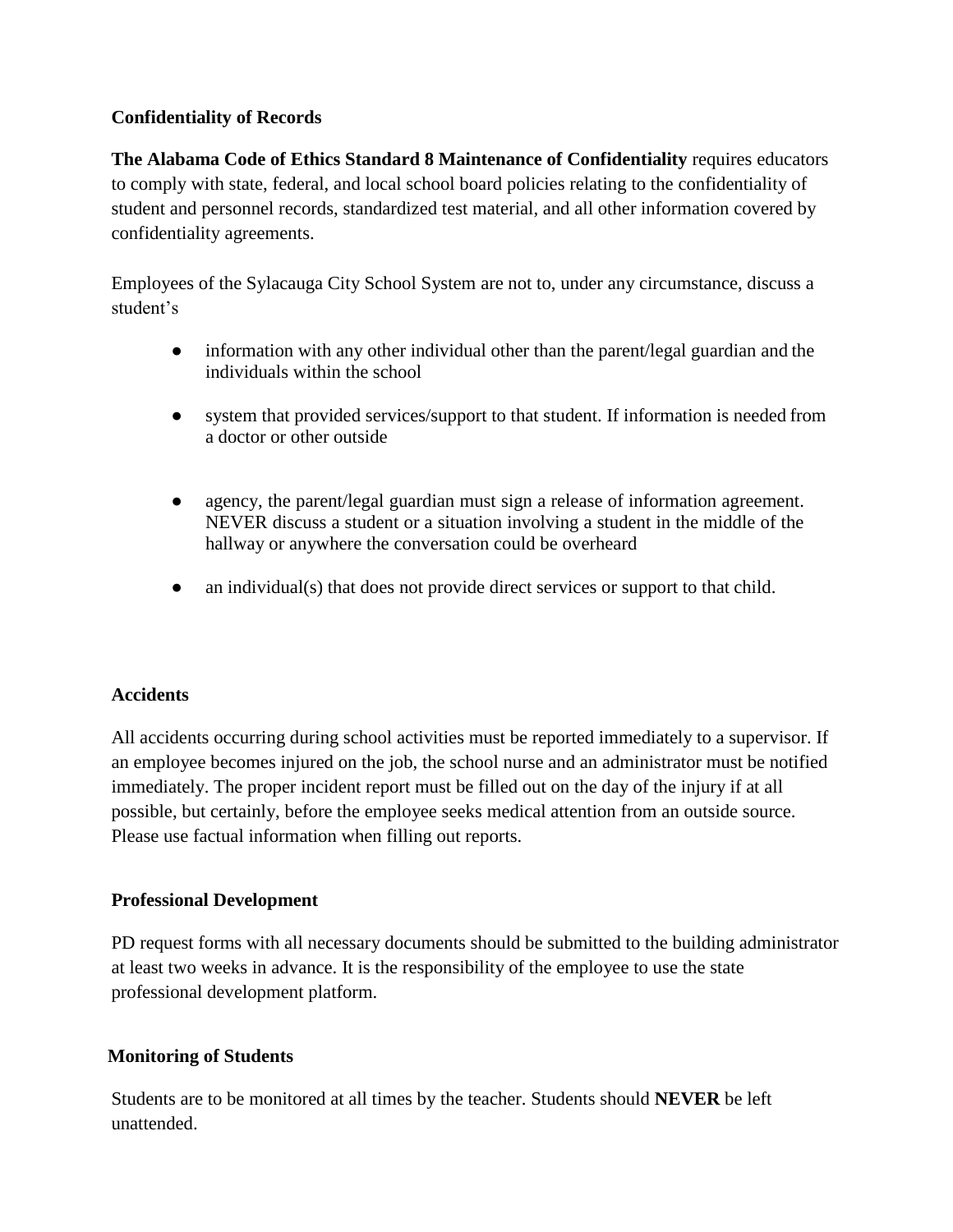**Confidentiality of Records**

**The Alabama Code of Ethics Standard 8 Maintenance of Confidentiality** requires educators to comply with state, federal, and local school board policies relating to the confidentiality of student and personnel records, standardized test material, and all other information covered by confidentiality agreements.

Employees of the Sylacauga City School System are not to, under any circumstance, discuss a student's

- information with any other individual other than the parent/legal guardian and the individuals within the school
- system that provided services/support to that student. If information is needed from a doctor or other outside
- agency, the parent/legal guardian must sign a release of information agreement. NEVER discuss a student or a situation involving a student in the middle of the hallway or anywhere the conversation could be overheard
- an individual(s) that does not provide direct services or support to that child.

**Accidents**

All accidents occurring during school activities must be reported immediately to a supervisor. If an employee becomes injured on the job, the school nurse and an administrator must be notified immediately. The proper incident report must be filled out on the day of the injury if at all possible, but certainly, before the employee seeks medical attention from an outside source. Please use factual information when filling out reports.

**Professional Development**

PD request forms with all necessary documents should be submitted to the building administrator at least two weeks in advance. It is the responsibility of the employee to use the state professional development platform.

**Monitoring of Students**

Students are to be monitored at all times by the teacher. Students should **NEVER** be left unattended.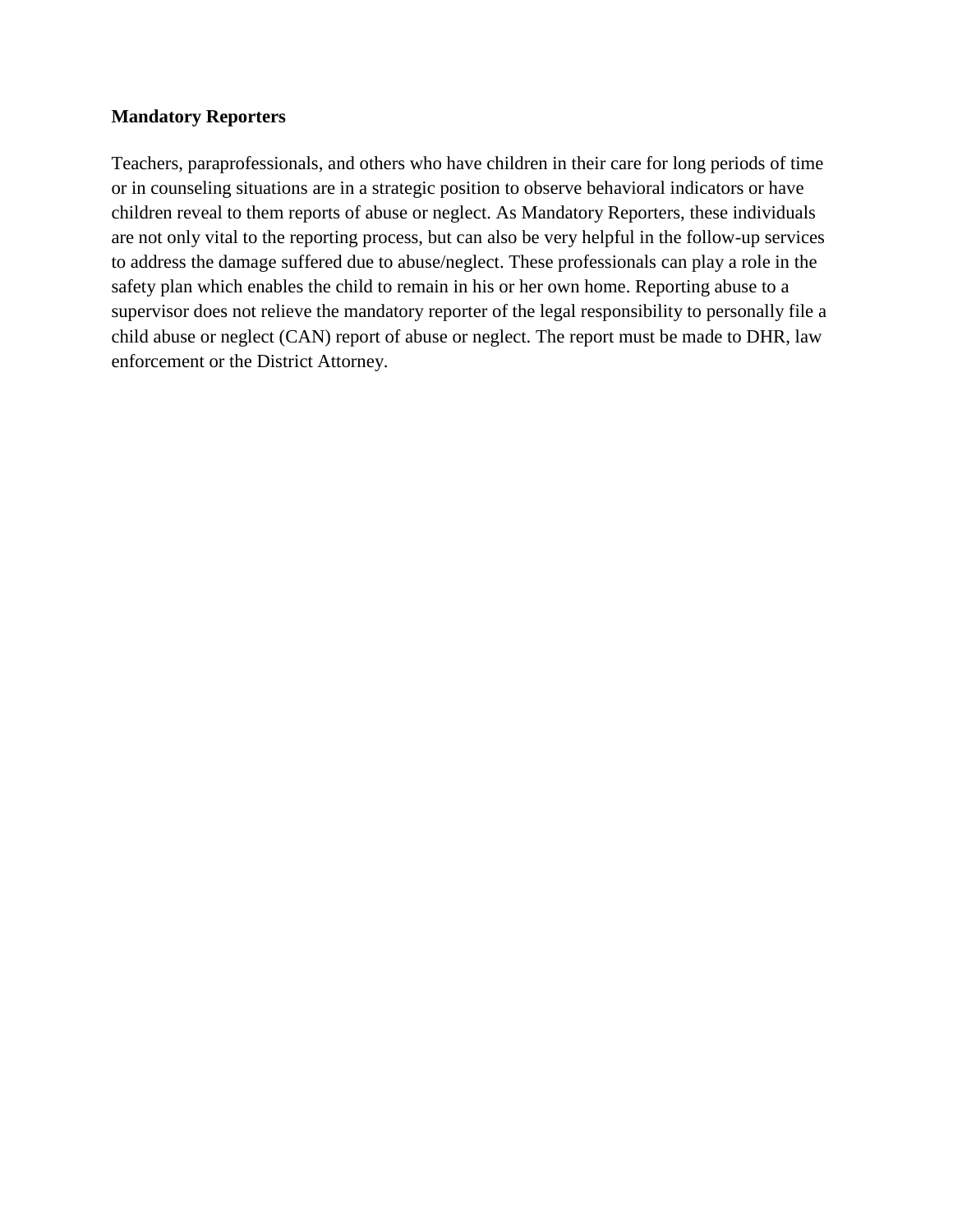**Mandatory Reporters**

Teachers, paraprofessionals, and others who have children in their care for long periods of time or in counseling situations are in a strategic position to observe behavioral indicators or have children reveal to them reports of abuse or neglect. As Mandatory Reporters, these individuals are not only vital to the reporting process, but can also be very helpful in the follow-up services to address the damage suffered due to abuse/neglect. These professionals can play a role in the safety plan which enables the child to remain in his or her own home. Reporting abuse to a supervisor does not relieve the mandatory reporter of the legal responsibility to personally file a child abuse or neglect (CAN) report of abuse or neglect. The report must be made to DHR, law enforcement or the District Attorney.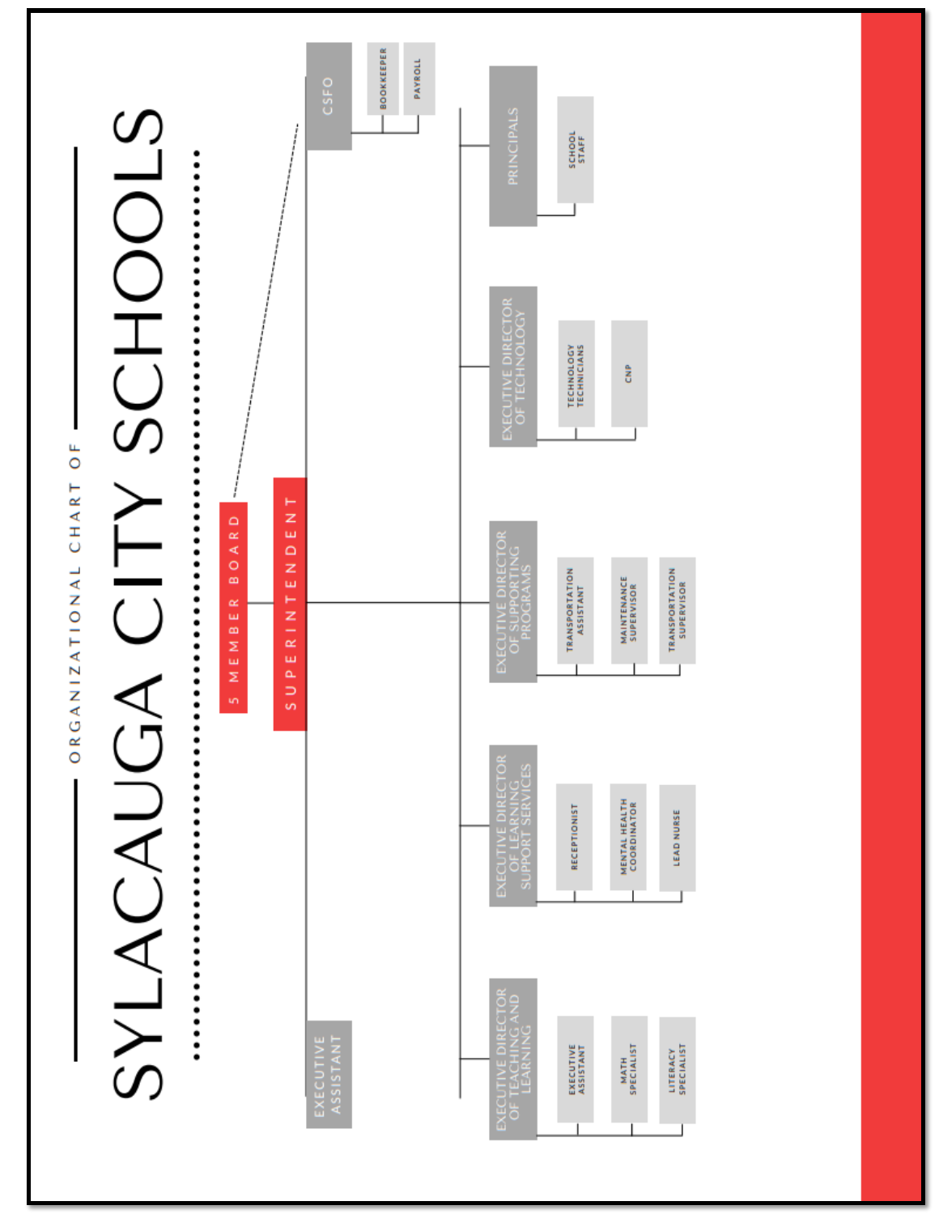ORGANIZATIONAL CHART OF

# SYLACAUGA CITY SCHOOLS

5 MEMBER BOARD

SUPERINTENDENT

CSFO

BOOKKEEPER

PAYROLL

EXECUTIVE ASSISTANT

EXECUTIVE DIRECTOR OF TEACHING AND LEARNING

EXECUTIVE ASSISTANT

MATH SPECIALIST

LITERACY SPECIALIST

EXECUTIVE DIRECTOR OF LEARNING SUPPORT SERVICES

RECEPTIONIST

MENTAL HEALTH COORDINATOR

LEAD NURSE

EXECUTIVE DIRECTOR OF SUPPORTING PROGRAMS

TRANSPORTATION ASSISTANT

MAINTENANCE SUPERVISOR

TRANSPORTATION SUPERVISOR

EXECUTIVE DIRECTOR OF TECHNOLOGY

TECHNOLOGY TECHNICIANS

CNP

PRINCIPALS

SCHOOL STAFF